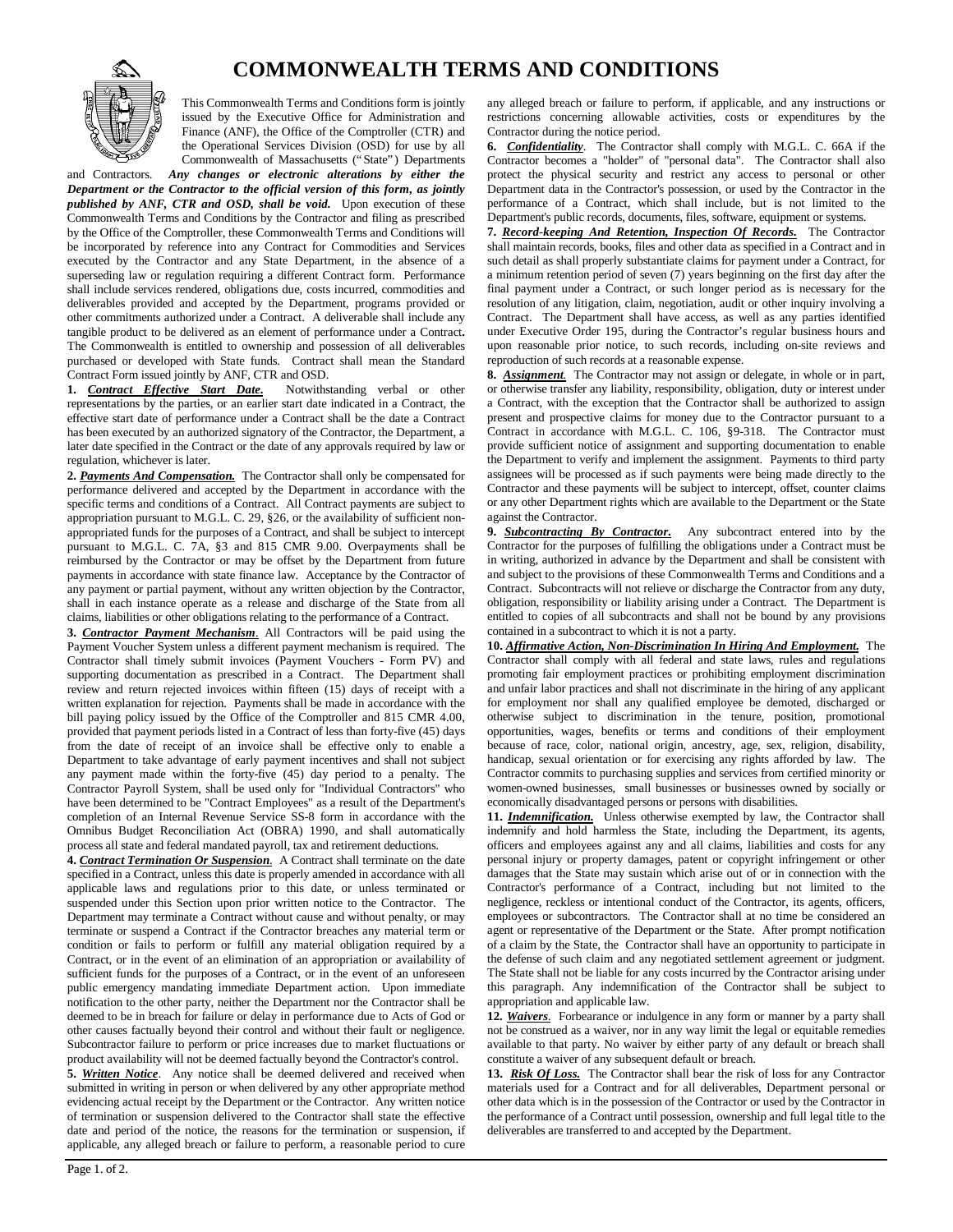# COMMONWEALTH TERMS AND CONDITIONS

This Commonwealth Terms and Conditions form is jointly issued by the Executive Office for Administration and Finance (ANF), the Office of the Comptroller (CTR) and the Operational Services Division (OSD) for use by all Commonwealth of Massachusetts ("State") Departments and Contractors. ***Any changes or electronic alterations by either the Department or the Contractor to the official version of this form, as jointly published by ANF, CTR and OSD, shall be void.*** Upon execution of these Commonwealth Terms and Conditions by the Contractor and filing as prescribed by the Office of the Comptroller, these Commonwealth Terms and Conditions will be incorporated by reference into any Contract for Commodities and Services executed by the Contractor and any State Department, in the absence of a superseding law or regulation requiring a different Contract form. Performance shall include services rendered, obligations due, costs incurred, commodities and deliverables provided and accepted by the Department, programs provided or other commitments authorized under a Contract. A deliverable shall include any tangible product to be delivered as an element of performance under a Contract**.** The Commonwealth is entitled to ownership and possession of all deliverables purchased or developed with State funds. Contract shall mean the Standard Contract Form issued jointly by ANF, CTR and OSD.

**1. *Contract Effective Start Date.*** Notwithstanding verbal or other representations by the parties, or an earlier start date indicated in a Contract, the effective start date of performance under a Contract shall be the date a Contract has been executed by an authorized signatory of the Contractor, the Department, a later date specified in the Contract or the date of any approvals required by law or regulation, whichever is later.

**2. *Payments And Compensation.*** The Contractor shall only be compensated for performance delivered and accepted by the Department in accordance with the specific terms and conditions of a Contract. All Contract payments are subject to appropriation pursuant to M.G.L. C. 29, §26, or the availability of sufficient non-appropriated funds for the purposes of a Contract, and shall be subject to intercept pursuant to M.G.L. C. 7A, §3 and 815 CMR 9.00. Overpayments shall be reimbursed by the Contractor or may be offset by the Department from future payments in accordance with state finance law. Acceptance by the Contractor of any payment or partial payment, without any written objection by the Contractor, shall in each instance operate as a release and discharge of the State from all claims, liabilities or other obligations relating to the performance of a Contract.

**3. *Contractor Payment Mechanism*.** All Contractors will be paid using the Payment Voucher System unless a different payment mechanism is required. The Contractor shall timely submit invoices (Payment Vouchers - Form PV) and supporting documentation as prescribed in a Contract. The Department shall review and return rejected invoices within fifteen (15) days of receipt with a written explanation for rejection. Payments shall be made in accordance with the bill paying policy issued by the Office of the Comptroller and 815 CMR 4.00, provided that payment periods listed in a Contract of less than forty-five (45) days from the date of receipt of an invoice shall be effective only to enable a Department to take advantage of early payment incentives and shall not subject any payment made within the forty-five (45) day period to a penalty. The Contractor Payroll System, shall be used only for "Individual Contractors" who have been determined to be "Contract Employees" as a result of the Department's completion of an Internal Revenue Service SS-8 form in accordance with the Omnibus Budget Reconciliation Act (OBRA) 1990, and shall automatically process all state and federal mandated payroll, tax and retirement deductions.

**4. *Contract Termination Or Suspension*.** A Contract shall terminate on the date specified in a Contract, unless this date is properly amended in accordance with all applicable laws and regulations prior to this date, or unless terminated or suspended under this Section upon prior written notice to the Contractor. The Department may terminate a Contract without cause and without penalty, or may terminate or suspend a Contract if the Contractor breaches any material term or condition or fails to perform or fulfill any material obligation required by a Contract, or in the event of an elimination of an appropriation or availability of sufficient funds for the purposes of a Contract, or in the event of an unforeseen public emergency mandating immediate Department action. Upon immediate notification to the other party, neither the Department nor the Contractor shall be deemed to be in breach for failure or delay in performance due to Acts of God or other causes factually beyond their control and without their fault or negligence. Subcontractor failure to perform or price increases due to market fluctuations or product availability will not be deemed factually beyond the Contractor's control.

**5. *Written Notice*.** Any notice shall be deemed delivered and received when submitted in writing in person or when delivered by any other appropriate method evidencing actual receipt by the Department or the Contractor. Any written notice of termination or suspension delivered to the Contractor shall state the effective date and period of the notice, the reasons for the termination or suspension, if applicable, any alleged breach or failure to perform, a reasonable period to cure any alleged breach or failure to perform, if applicable, and any instructions or restrictions concerning allowable activities, costs or expenditures by the Contractor during the notice period.

**6. *Confidentiality*.** The Contractor shall comply with M.G.L. C. 66A if the Contractor becomes a "holder" of "personal data". The Contractor shall also protect the physical security and restrict any access to personal or other Department data in the Contractor's possession, or used by the Contractor in the performance of a Contract, which shall include, but is not limited to the Department's public records, documents, files, software, equipment or systems.

**7. *Record-keeping And Retention, Inspection Of Records.*** The Contractor shall maintain records, books, files and other data as specified in a Contract and in such detail as shall properly substantiate claims for payment under a Contract, for a minimum retention period of seven (7) years beginning on the first day after the final payment under a Contract, or such longer period as is necessary for the resolution of any litigation, claim, negotiation, audit or other inquiry involving a Contract. The Department shall have access, as well as any parties identified under Executive Order 195, during the Contractor's regular business hours and upon reasonable prior notice, to such records, including on-site reviews and reproduction of such records at a reasonable expense.

**8. *Assignment.*** The Contractor may not assign or delegate, in whole or in part, or otherwise transfer any liability, responsibility, obligation, duty or interest under a Contract, with the exception that the Contractor shall be authorized to assign present and prospective claims for money due to the Contractor pursuant to a Contract in accordance with M.G.L. C. 106, §9-318. The Contractor must provide sufficient notice of assignment and supporting documentation to enable the Department to verify and implement the assignment. Payments to third party assignees will be processed as if such payments were being made directly to the Contractor and these payments will be subject to intercept, offset, counter claims or any other Department rights which are available to the Department or the State against the Contractor.

**9. *Subcontracting By Contractor.*** Any subcontract entered into by the Contractor for the purposes of fulfilling the obligations under a Contract must be in writing, authorized in advance by the Department and shall be consistent with and subject to the provisions of these Commonwealth Terms and Conditions and a Contract. Subcontracts will not relieve or discharge the Contractor from any duty, obligation, responsibility or liability arising under a Contract. The Department is entitled to copies of all subcontracts and shall not be bound by any provisions contained in a subcontract to which it is not a party.

**10. *Affirmative Action, Non-Discrimination In Hiring And Employment.*** The Contractor shall comply with all federal and state laws, rules and regulations promoting fair employment practices or prohibiting employment discrimination and unfair labor practices and shall not discriminate in the hiring of any applicant for employment nor shall any qualified employee be demoted, discharged or otherwise subject to discrimination in the tenure, position, promotional opportunities, wages, benefits or terms and conditions of their employment because of race, color, national origin, ancestry, age, sex, religion, disability, handicap, sexual orientation or for exercising any rights afforded by law. The Contractor commits to purchasing supplies and services from certified minority or women-owned businesses, small businesses or businesses owned by socially or economically disadvantaged persons or persons with disabilities.

**11. *Indemnification.*** Unless otherwise exempted by law, the Contractor shall indemnify and hold harmless the State, including the Department, its agents, officers and employees against any and all claims, liabilities and costs for any personal injury or property damages, patent or copyright infringement or other damages that the State may sustain which arise out of or in connection with the Contractor's performance of a Contract, including but not limited to the negligence, reckless or intentional conduct of the Contractor, its agents, officers, employees or subcontractors. The Contractor shall at no time be considered an agent or representative of the Department or the State. After prompt notification of a claim by the State, the Contractor shall have an opportunity to participate in the defense of such claim and any negotiated settlement agreement or judgment. The State shall not be liable for any costs incurred by the Contractor arising under this paragraph. Any indemnification of the Contractor shall be subject to appropriation and applicable law.

**12. *Waivers*.** Forbearance or indulgence in any form or manner by a party shall not be construed as a waiver, nor in any way limit the legal or equitable remedies available to that party. No waiver by either party of any default or breach shall constitute a waiver of any subsequent default or breach.

**13. *Risk Of Loss.*** The Contractor shall bear the risk of loss for any Contractor materials used for a Contract and for all deliverables, Department personal or other data which is in the possession of the Contractor or used by the Contractor in the performance of a Contract until possession, ownership and full legal title to the deliverables are transferred to and accepted by the Department.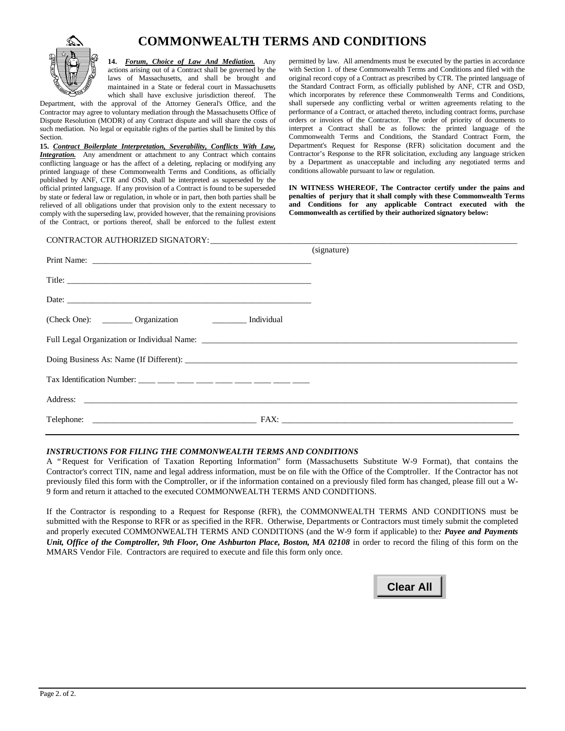# COMMONWEALTH TERMS AND CONDITIONS

**14.** ***Forum, Choice of Law And Mediation.*** Any actions arising out of a Contract shall be governed by the laws of Massachusetts, and shall be brought and maintained in a State or federal court in Massachusetts which shall have exclusive jurisdiction thereof. The Department, with the approval of the Attorney General's Office, and the Contractor may agree to voluntary mediation through the Massachusetts Office of Dispute Resolution (MODR) of any Contract dispute and will share the costs of such mediation. No legal or equitable rights of the parties shall be limited by this Section.

**15.** ***Contract Boilerplate Interpretation, Severability, Conflicts With Law, Integration.*** Any amendment or attachment to any Contract which contains conflicting language or has the affect of a deleting, replacing or modifying any printed language of these Commonwealth Terms and Conditions, as officially published by ANF, CTR and OSD, shall be interpreted as superseded by the official printed language. If any provision of a Contract is found to be superseded by state or federal law or regulation, in whole or in part, then both parties shall be relieved of all obligations under that provision only to the extent necessary to comply with the superseding law, provided however, that the remaining provisions of the Contract, or portions thereof, shall be enforced to the fullest extent permitted by law. All amendments must be executed by the parties in accordance with Section 1. of these Commonwealth Terms and Conditions and filed with the original record copy of a Contract as prescribed by CTR. The printed language of the Standard Contract Form, as officially published by ANF, CTR and OSD, which incorporates by reference these Commonwealth Terms and Conditions, shall supersede any conflicting verbal or written agreements relating to the performance of a Contract, or attached thereto, including contract forms, purchase orders or invoices of the Contractor. The order of priority of documents to interpret a Contract shall be as follows: the printed language of the Commonwealth Terms and Conditions, the Standard Contract Form, the Department's Request for Response (RFR) solicitation document and the Contractor's Response to the RFR solicitation, excluding any language stricken by a Department as unacceptable and including any negotiated terms and conditions allowable pursuant to law or regulation.

**IN WITNESS WHEREOF, The Contractor certify under the pains and penalties of perjury that it shall comply with these Commonwealth Terms and Conditions for any applicable Contract executed with the Commonwealth as certified by their authorized signatory below:**

CONTRACTOR AUTHORIZED SIGNATORY: ______________________________________________
(signature)

Print Name: ______________________________________________

Title: ______________________________________________

Date: ______________________________________________

(Check One): _______ Organization _______ Individual

Full Legal Organization or Individual Name: ______________________________________________

Doing Business As: Name (If Different): ______________________________________________

Tax Identification Number: ___ ___ ___ ___ ___ ___ ___ ___ ___

Address: ______________________________________________

Telephone: ____________________________ FAX: ____________________________

***INSTRUCTIONS FOR FILING THE COMMONWEALTH TERMS AND CONDITIONS***

A "Request for Verification of Taxation Reporting Information" form (Massachusetts Substitute W-9 Format), that contains the Contractor's correct TIN, name and legal address information, must be on file with the Office of the Comptroller. If the Contractor has not previously filed this form with the Comptroller, or if the information contained on a previously filed form has changed, please fill out a W-9 form and return it attached to the executed COMMONWEALTH TERMS AND CONDITIONS.

If the Contractor is responding to a Request for Response (RFR), the COMMONWEALTH TERMS AND CONDITIONS must be submitted with the Response to RFR or as specified in the RFR. Otherwise, Departments or Contractors must timely submit the completed and properly executed COMMONWEALTH TERMS AND CONDITIONS (and the W-9 form if applicable) to the***: Payee and Payments Unit, Office of the Comptroller, 9th Floor, One Ashburton Place, Boston, MA 02108*** in order to record the filing of this form on the MMARS Vendor File. Contractors are required to execute and file this form only once.

Clear All